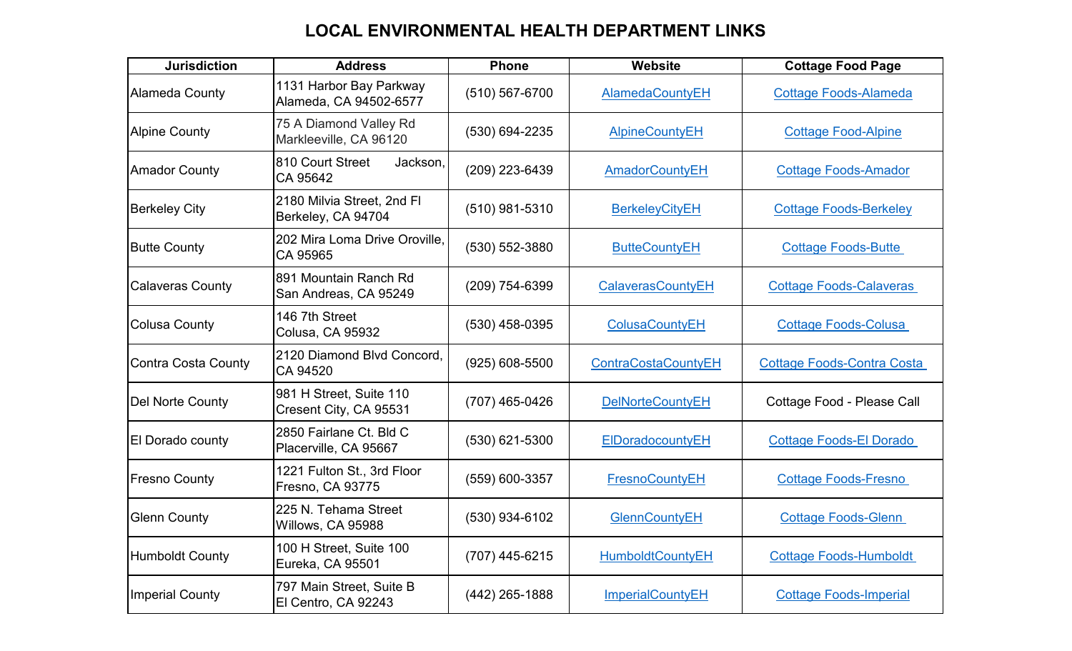# LOCAL ENVIRONMENTAL HEALTH DEPARTMENT LINKS

| Jurisdiction | Address | Phone | Website | Cottage Food Page |
|---|---|---|---|---|
| Alameda County | 1131 Harbor Bay Parkway Alameda, CA 94502-6577 | (510) 567-6700 | AlamedaCountyEH | Cottage Foods-Alameda |
| Alpine County | 75 A Diamond Valley Rd Markleeville, CA 96120 | (530) 694-2235 | AlpineCountyEH | Cottage Food-Alpine |
| Amador County | 810 Court Street Jackson, CA 95642 | (209) 223-6439 | AmadorCountyEH | Cottage Foods-Amador |
| Berkeley City | 2180 Milvia Street, 2nd Fl Berkeley, CA 94704 | (510) 981-5310 | BerkeleyCityEH | Cottage Foods-Berkeley |
| Butte County | 202 Mira Loma Drive Oroville, CA 95965 | (530) 552-3880 | ButteCountyEH | Cottage Foods-Butte |
| Calaveras County | 891 Mountain Ranch Rd San Andreas, CA 95249 | (209) 754-6399 | CalaverasCountyEH | Cottage Foods-Calaveras |
| Colusa County | 146 7th Street Colusa, CA 95932 | (530) 458-0395 | ColusaCountyEH | Cottage Foods-Colusa |
| Contra Costa County | 2120 Diamond Blvd Concord, CA 94520 | (925) 608-5500 | ContraCostaCountyEH | Cottage Foods-Contra Costa |
| Del Norte County | 981 H Street, Suite 110 Cresent City, CA 95531 | (707) 465-0426 | DelNorteCountyEH | Cottage Food - Please Call |
| El Dorado county | 2850 Fairlane Ct. Bld C Placerville, CA 95667 | (530) 621-5300 | ElDoradocountyEH | Cottage Foods-El Dorado |
| Fresno County | 1221 Fulton St., 3rd Floor Fresno, CA 93775 | (559) 600-3357 | FresnoCountyEH | Cottage Foods-Fresno |
| Glenn County | 225 N. Tehama Street Willows, CA 95988 | (530) 934-6102 | GlennCountyEH | Cottage Foods-Glenn |
| Humboldt County | 100 H Street, Suite 100 Eureka, CA 95501 | (707) 445-6215 | HumboldtCountyEH | Cottage Foods-Humboldt |
| Imperial County | 797 Main Street, Suite B El Centro, CA 92243 | (442) 265-1888 | ImperialCountyEH | Cottage Foods-Imperial |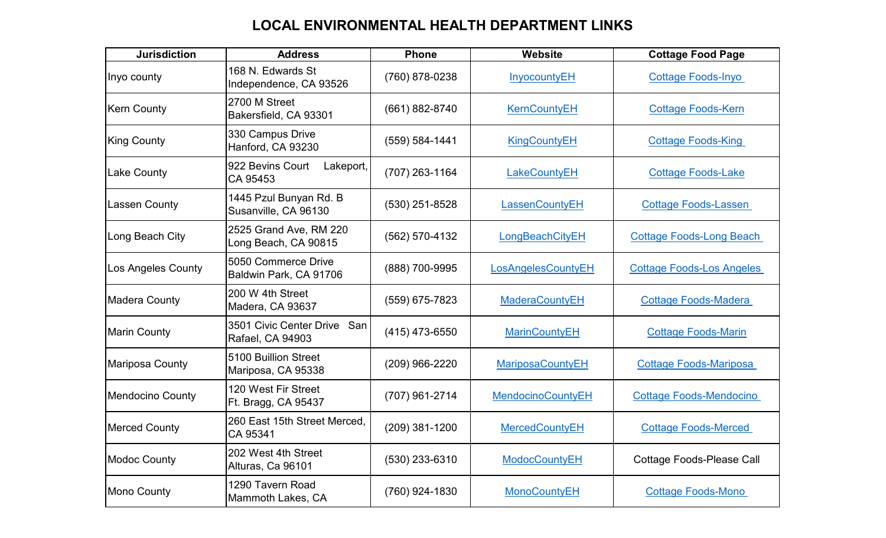# LOCAL ENVIRONMENTAL HEALTH DEPARTMENT LINKS

| Jurisdiction | Address | Phone | Website | Cottage Food Page |
|---|---|---|---|---|
| Inyo county | 168 N. Edwards St Independence, CA 93526 | (760) 878-0238 | InyocountyEH | Cottage Foods-Inyo |
| Kern County | 2700 M Street Bakersfield, CA 93301 | (661) 882-8740 | KernCountyEH | Cottage Foods-Kern |
| King County | 330 Campus Drive Hanford, CA 93230 | (559) 584-1441 | KingCountyEH | Cottage Foods-King |
| Lake County | 922 Bevins Court Lakeport, CA 95453 | (707) 263-1164 | LakeCountyEH | Cottage Foods-Lake |
| Lassen County | 1445 Pzul Bunyan Rd. B Susanville, CA 96130 | (530) 251-8528 | LassenCountyEH | Cottage Foods-Lassen |
| Long Beach City | 2525 Grand Ave, RM 220 Long Beach, CA 90815 | (562) 570-4132 | LongBeachCityEH | Cottage Foods-Long Beach |
| Los Angeles County | 5050 Commerce Drive Baldwin Park, CA 91706 | (888) 700-9995 | LosAngelesCountyEH | Cottage Foods-Los Angeles |
| Madera County | 200 W 4th Street Madera, CA 93637 | (559) 675-7823 | MaderaCountyEH | Cottage Foods-Madera |
| Marin County | 3501 Civic Center Drive San Rafael, CA 94903 | (415) 473-6550 | MarinCountyEH | Cottage Foods-Marin |
| Mariposa County | 5100 Buillion Street Mariposa, CA 95338 | (209) 966-2220 | MariposaCountyEH | Cottage Foods-Mariposa |
| Mendocino County | 120 West Fir Street Ft. Bragg, CA 95437 | (707) 961-2714 | MendocinoCountyEH | Cottage Foods-Mendocino |
| Merced County | 260 East 15th Street Merced, CA 95341 | (209) 381-1200 | MercedCountyEH | Cottage Foods-Merced |
| Modoc County | 202 West 4th Street Alturas, Ca 96101 | (530) 233-6310 | ModocCountyEH | Cottage Foods-Please Call |
| Mono County | 1290 Tavern Road Mammoth Lakes, CA | (760) 924-1830 | MonoCountyEH | Cottage Foods-Mono |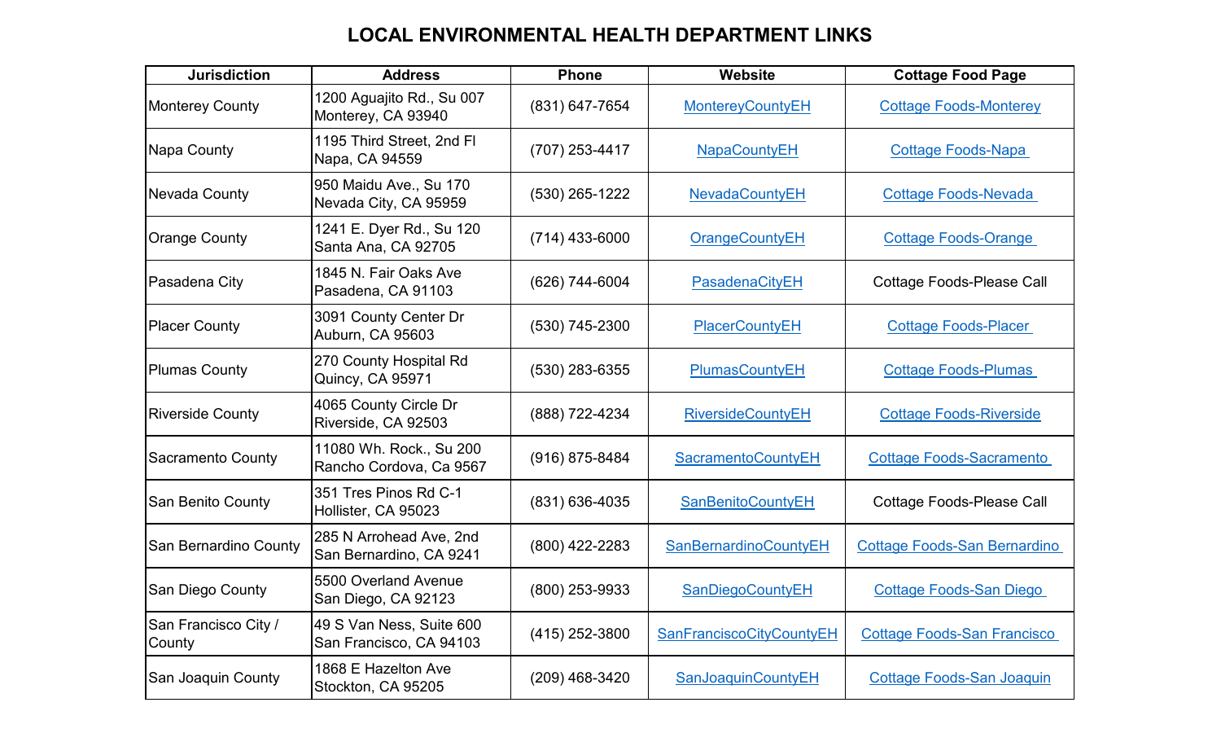# LOCAL ENVIRONMENTAL HEALTH DEPARTMENT LINKS

| Jurisdiction | Address | Phone | Website | Cottage Food Page |
|---|---|---|---|---|
| Monterey County | 1200 Aguajito Rd., Su 007 Monterey, CA 93940 | (831) 647-7654 | MontereyCountyEH | Cottage Foods-Monterey |
| Napa County | 1195 Third Street, 2nd Fl Napa, CA 94559 | (707) 253-4417 | NapaCountyEH | Cottage Foods-Napa |
| Nevada County | 950 Maidu Ave., Su 170 Nevada City, CA 95959 | (530) 265-1222 | NevadaCountyEH | Cottage Foods-Nevada |
| Orange County | 1241 E. Dyer Rd., Su 120 Santa Ana, CA 92705 | (714) 433-6000 | OrangeCountyEH | Cottage Foods-Orange |
| Pasadena City | 1845 N. Fair Oaks Ave Pasadena, CA 91103 | (626) 744-6004 | PasadenaCityEH | Cottage Foods-Please Call |
| Placer County | 3091 County Center Dr Auburn, CA 95603 | (530) 745-2300 | PlacerCountyEH | Cottage Foods-Placer |
| Plumas County | 270 County Hospital Rd Quincy, CA 95971 | (530) 283-6355 | PlumasCountyEH | Cottage Foods-Plumas |
| Riverside County | 4065 County Circle Dr Riverside, CA 92503 | (888) 722-4234 | RiversideCountyEH | Cottage Foods-Riverside |
| Sacramento County | 11080 Wh. Rock., Su 200 Rancho Cordova, Ca 9567 | (916) 875-8484 | SacramentoCountyEH | Cottage Foods-Sacramento |
| San Benito County | 351 Tres Pinos Rd C-1 Hollister, CA 95023 | (831) 636-4035 | SanBenitoCountyEH | Cottage Foods-Please Call |
| San Bernardino County | 285 N Arrohead Ave, 2nd San Bernardino, CA 9241 | (800) 422-2283 | SanBernardinoCountyEH | Cottage Foods-San Bernardino |
| San Diego County | 5500 Overland Avenue San Diego, CA 92123 | (800) 253-9933 | SanDiegoCountyEH | Cottage Foods-San Diego |
| San Francisco City / County | 49 S Van Ness, Suite 600 San Francisco, CA 94103 | (415) 252-3800 | SanFranciscoCityCountyEH | Cottage Foods-San Francisco |
| San Joaquin County | 1868 E Hazelton Ave Stockton, CA 95205 | (209) 468-3420 | SanJoaquinCountyEH | Cottage Foods-San Joaquin |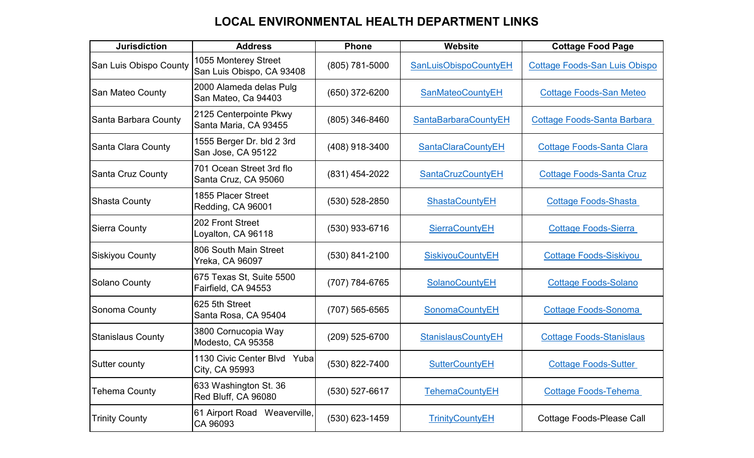# LOCAL ENVIRONMENTAL HEALTH DEPARTMENT LINKS

| Jurisdiction | Address | Phone | Website | Cottage Food Page |
|---|---|---|---|---|
| San Luis Obispo County | 1055 Monterey Street San Luis Obispo, CA 93408 | (805) 781-5000 | SanLuisObispoCountyEH | Cottage Foods-San Luis Obispo |
| San Mateo County | 2000 Alameda delas Pulg San Mateo, Ca 94403 | (650) 372-6200 | SanMateoCountyEH | Cottage Foods-San Meteo |
| Santa Barbara County | 2125 Centerpointe Pkwy Santa Maria, CA 93455 | (805) 346-8460 | SantaBarbaraCountyEH | Cottage Foods-Santa Barbara |
| Santa Clara County | 1555 Berger Dr. bld 2 3rd San Jose, CA 95122 | (408) 918-3400 | SantaClaraCountyEH | Cottage Foods-Santa Clara |
| Santa Cruz County | 701 Ocean Street 3rd flo Santa Cruz, CA 95060 | (831) 454-2022 | SantaCruzCountyEH | Cottage Foods-Santa Cruz |
| Shasta County | 1855 Placer Street Redding, CA 96001 | (530) 528-2850 | ShastaCountyEH | Cottage Foods-Shasta |
| Sierra County | 202 Front Street Loyalton, CA 96118 | (530) 933-6716 | SierraCountyEH | Cottage Foods-Sierra |
| Siskiyou County | 806 South Main Street Yreka, CA 96097 | (530) 841-2100 | SiskiyouCountyEH | Cottage Foods-Siskiyou |
| Solano County | 675 Texas St, Suite 5500 Fairfield, CA 94553 | (707) 784-6765 | SolanoCountyEH | Cottage Foods-Solano |
| Sonoma County | 625 5th Street Santa Rosa, CA 95404 | (707) 565-6565 | SonomaCountyEH | Cottage Foods-Sonoma |
| Stanislaus County | 3800 Cornucopia Way Modesto, CA 95358 | (209) 525-6700 | StanislausCountyEH | Cottage Foods-Stanislaus |
| Sutter county | 1130 Civic Center Blvd Yuba City, CA 95993 | (530) 822-7400 | SutterCountyEH | Cottage Foods-Sutter |
| Tehema County | 633 Washington St. 36 Red Bluff, CA 96080 | (530) 527-6617 | TehemaCountyEH | Cottage Foods-Tehema |
| Trinity County | 61 Airport Road Weaverville, CA 96093 | (530) 623-1459 | TrinityCountyEH | Cottage Foods-Please Call |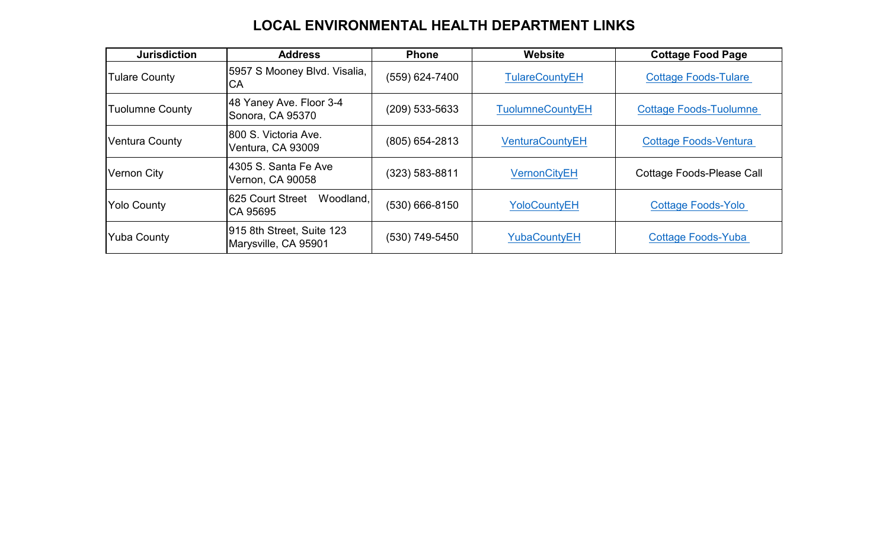# LOCAL ENVIRONMENTAL HEALTH DEPARTMENT LINKS

| Jurisdiction | Address | Phone | Website | Cottage Food Page |
|---|---|---|---|---|
| Tulare County | 5957 S Mooney Blvd. Visalia, CA | (559) 624-7400 | TulareCountyEH | Cottage Foods-Tulare |
| Tuolumne County | 48 Yaney Ave. Floor 3-4 Sonora, CA 95370 | (209) 533-5633 | TuolumneCountyEH | Cottage Foods-Tuolumne |
| Ventura County | 800 S. Victoria Ave. Ventura, CA 93009 | (805) 654-2813 | VenturaCountyEH | Cottage Foods-Ventura |
| Vernon City | 4305 S. Santa Fe Ave Vernon, CA 90058 | (323) 583-8811 | VernonCityEH | Cottage Foods-Please Call |
| Yolo County | 625 Court Street Woodland, CA 95695 | (530) 666-8150 | YoloCountyEH | Cottage Foods-Yolo |
| Yuba County | 915 8th Street, Suite 123 Marysville, CA 95901 | (530) 749-5450 | YubaCountyEH | Cottage Foods-Yuba |